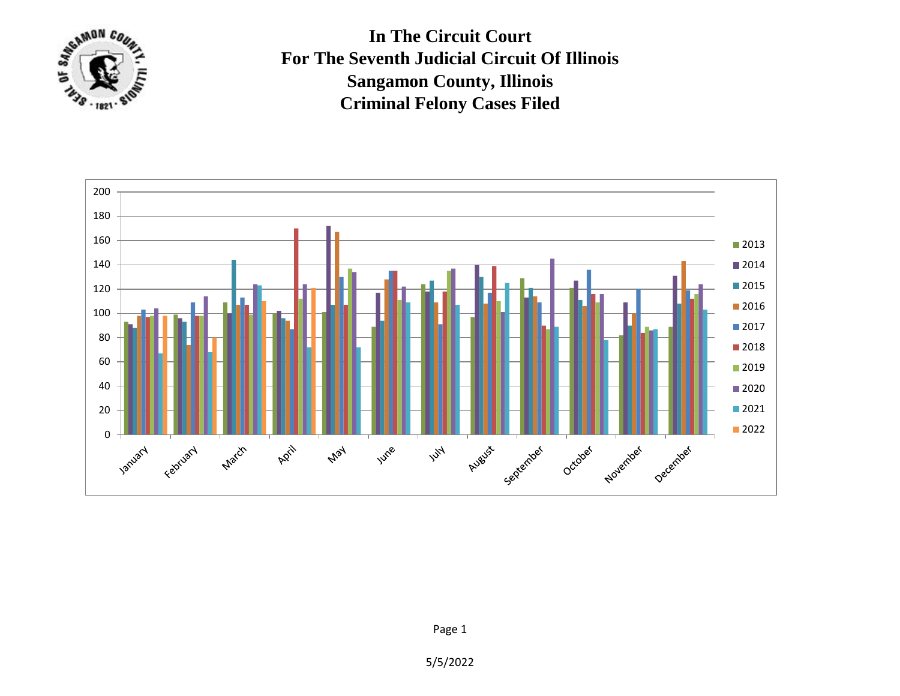# In The Circuit Court
# For The Seventh Judicial Circuit Of Illinois
# Sangamon County, Illinois
# Criminal Felony Cases Filed

5/5/2022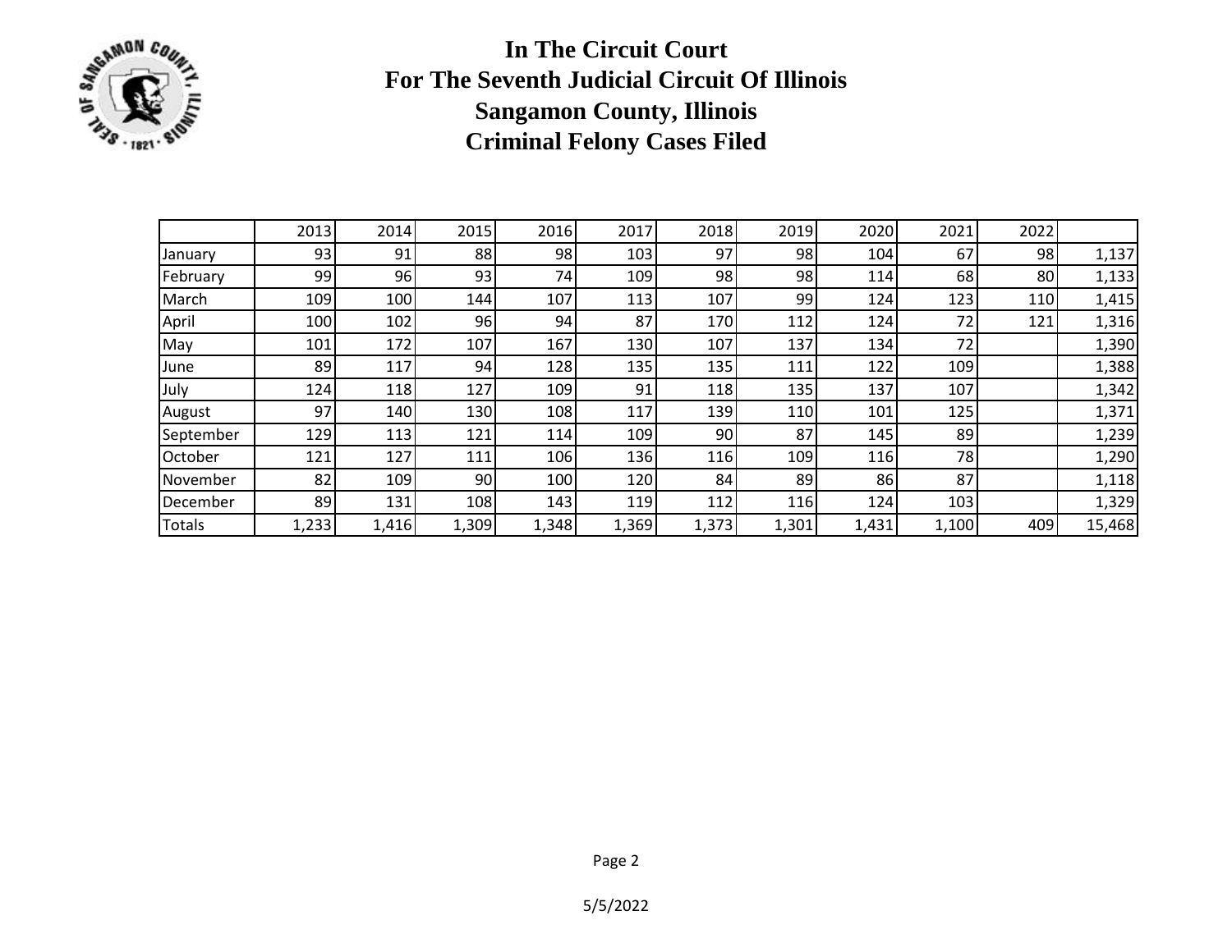# In The Circuit Court
# For The Seventh Judicial Circuit Of Illinois
# Sangamon County, Illinois
# Criminal Felony Cases Filed

| | 2013 | 2014 | 2015 | 2016 | 2017 | 2018 | 2019 | 2020 | 2021 | 2022 | |
|---|---|---|---|---|---|---|---|---|---|---|---|
| January | 93 | 91 | 88 | 98 | 103 | 97 | 98 | 104 | 67 | 98 | 1,137 |
| February | 99 | 96 | 93 | 74 | 109 | 98 | 98 | 114 | 68 | 80 | 1,133 |
| March | 109 | 100 | 144 | 107 | 113 | 107 | 99 | 124 | 123 | 110 | 1,415 |
| April | 100 | 102 | 96 | 94 | 87 | 170 | 112 | 124 | 72 | 121 | 1,316 |
| May | 101 | 172 | 107 | 167 | 130 | 107 | 137 | 134 | 72 | | 1,390 |
| June | 89 | 117 | 94 | 128 | 135 | 135 | 111 | 122 | 109 | | 1,388 |
| July | 124 | 118 | 127 | 109 | 91 | 118 | 135 | 137 | 107 | | 1,342 |
| August | 97 | 140 | 130 | 108 | 117 | 139 | 110 | 101 | 125 | | 1,371 |
| September | 129 | 113 | 121 | 114 | 109 | 90 | 87 | 145 | 89 | | 1,239 |
| October | 121 | 127 | 111 | 106 | 136 | 116 | 109 | 116 | 78 | | 1,290 |
| November | 82 | 109 | 90 | 100 | 120 | 84 | 89 | 86 | 87 | | 1,118 |
| December | 89 | 131 | 108 | 143 | 119 | 112 | 116 | 124 | 103 | | 1,329 |
| Totals | 1,233 | 1,416 | 1,309 | 1,348 | 1,369 | 1,373 | 1,301 | 1,431 | 1,100 | 409 | 15,468 |

5/5/2022